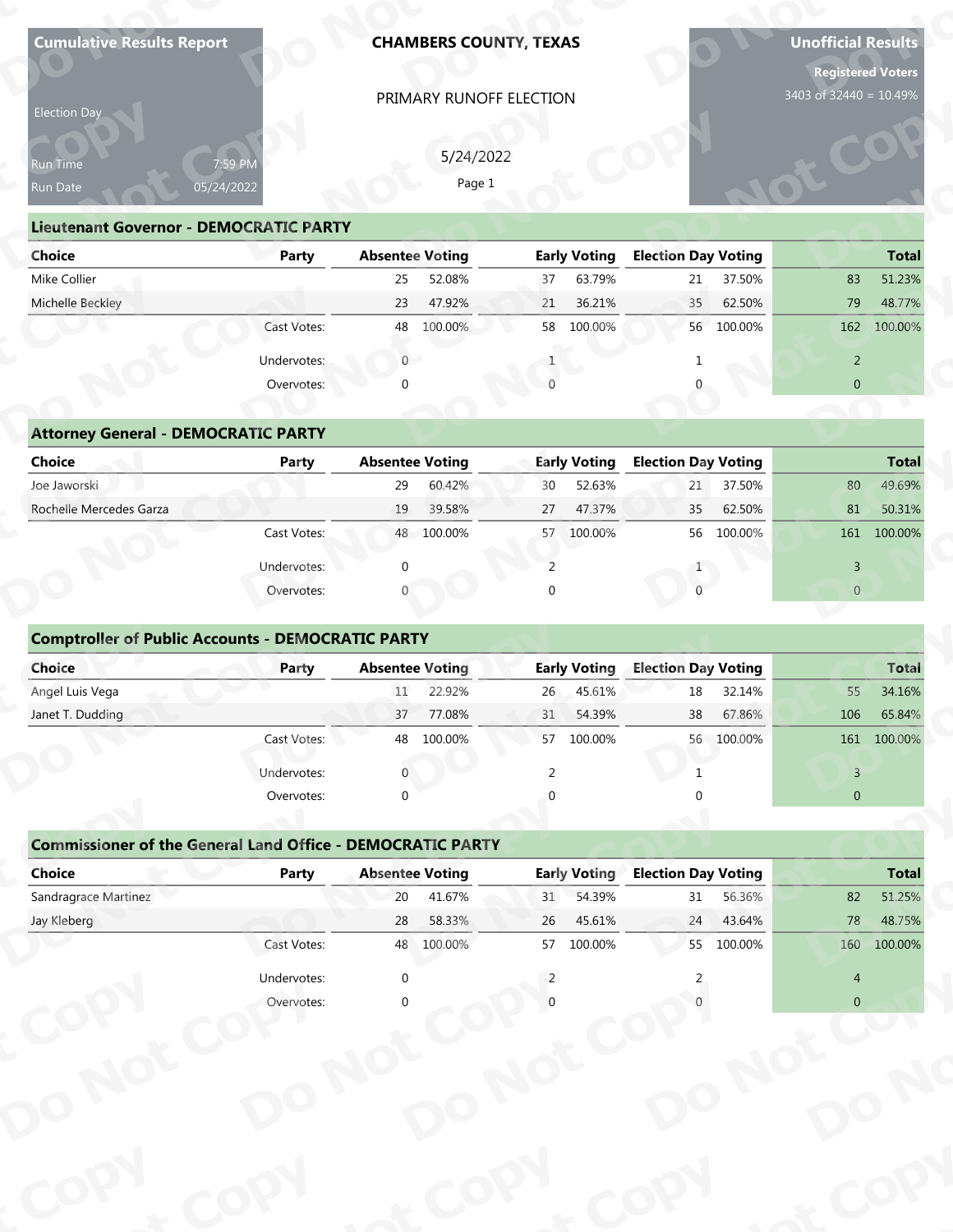**Cumulative Results Report**

Election Day

Run Time 7:59 PM
Run Date 05/24/2022

**CHAMBERS COUNTY, TEXAS**

PRIMARY RUNOFF ELECTION

5/24/2022

**Unofficial Results**

**Registered Voters**
3403 of 32440 = 10.49%

## Lieutenant Governor - DEMOCRATIC PARTY

| Choice | Party | Absentee Voting | | Early Voting | | Election Day Voting | | Total | |
|---|---|---|---|---|---|---|---|---|---|
| Mike Collier | | 25 | 52.08% | 37 | 63.79% | 21 | 37.50% | 83 | 51.23% |
| Michelle Beckley | | 23 | 47.92% | 21 | 36.21% | 35 | 62.50% | 79 | 48.77% |
| | Cast Votes: | 48 | 100.00% | 58 | 100.00% | 56 | 100.00% | 162 | 100.00% |
| | Undervotes: | 0 | | 1 | | 1 | | 2 | |
| | Overvotes: | 0 | | 0 | | 0 | | 0 | |

## Attorney General - DEMOCRATIC PARTY

| Choice | Party | Absentee Voting | | Early Voting | | Election Day Voting | | Total | |
|---|---|---|---|---|---|---|---|---|---|
| Joe Jaworski | | 29 | 60.42% | 30 | 52.63% | 21 | 37.50% | 80 | 49.69% |
| Rochelle Mercedes Garza | | 19 | 39.58% | 27 | 47.37% | 35 | 62.50% | 81 | 50.31% |
| | Cast Votes: | 48 | 100.00% | 57 | 100.00% | 56 | 100.00% | 161 | 100.00% |
| | Undervotes: | 0 | | 2 | | 1 | | 3 | |
| | Overvotes: | 0 | | 0 | | 0 | | 0 | |

## Comptroller of Public Accounts - DEMOCRATIC PARTY

| Choice | Party | Absentee Voting | | Early Voting | | Election Day Voting | | Total | |
|---|---|---|---|---|---|---|---|---|---|
| Angel Luis Vega | | 11 | 22.92% | 26 | 45.61% | 18 | 32.14% | 55 | 34.16% |
| Janet T. Dudding | | 37 | 77.08% | 31 | 54.39% | 38 | 67.86% | 106 | 65.84% |
| | Cast Votes: | 48 | 100.00% | 57 | 100.00% | 56 | 100.00% | 161 | 100.00% |
| | Undervotes: | 0 | | 2 | | 1 | | 3 | |
| | Overvotes: | 0 | | 0 | | 0 | | 0 | |

## Commissioner of the General Land Office - DEMOCRATIC PARTY

| Choice | Party | Absentee Voting | | Early Voting | | Election Day Voting | | Total | |
|---|---|---|---|---|---|---|---|---|---|
| Sandragrace Martinez | | 20 | 41.67% | 31 | 54.39% | 31 | 56.36% | 82 | 51.25% |
| Jay Kleberg | | 28 | 58.33% | 26 | 45.61% | 24 | 43.64% | 78 | 48.75% |
| | Cast Votes: | 48 | 100.00% | 57 | 100.00% | 55 | 100.00% | 160 | 100.00% |
| | Undervotes: | 0 | | 2 | | 2 | | 4 | |
| | Overvotes: | 0 | | 0 | | 0 | | 0 | |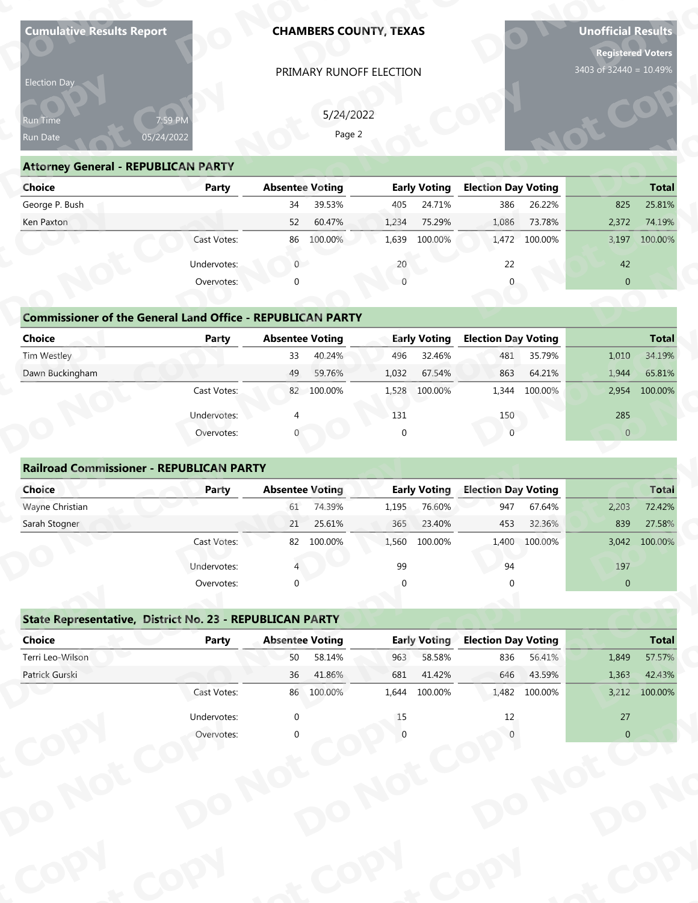**Cumulative Results Report**

Election Day

Run Time 7:59 PM
Run Date 05/24/2022

**CHAMBERS COUNTY, TEXAS**

PRIMARY RUNOFF ELECTION

5/24/2022

**Unofficial Results**

**Registered Voters**
3403 of 32440 = 10.49%

## Attorney General - REPUBLICAN PARTY

| Choice | Party | Absentee Voting | | Early Voting | | Election Day Voting | | Total | |
|---|---|---|---|---|---|---|---|---|---|
| George P. Bush | | 34 | 39.53% | 405 | 24.71% | 386 | 26.22% | 825 | 25.81% |
| Ken Paxton | | 52 | 60.47% | 1,234 | 75.29% | 1,086 | 73.78% | 2,372 | 74.19% |
| | Cast Votes: | 86 | 100.00% | 1,639 | 100.00% | 1,472 | 100.00% | 3,197 | 100.00% |
| | Undervotes: | 0 | | 20 | | 22 | | 42 | |
| | Overvotes: | 0 | | 0 | | 0 | | 0 | |

## Commissioner of the General Land Office - REPUBLICAN PARTY

| Choice | Party | Absentee Voting | | Early Voting | | Election Day Voting | | Total | |
|---|---|---|---|---|---|---|---|---|---|
| Tim Westley | | 33 | 40.24% | 496 | 32.46% | 481 | 35.79% | 1,010 | 34.19% |
| Dawn Buckingham | | 49 | 59.76% | 1,032 | 67.54% | 863 | 64.21% | 1,944 | 65.81% |
| | Cast Votes: | 82 | 100.00% | 1,528 | 100.00% | 1,344 | 100.00% | 2,954 | 100.00% |
| | Undervotes: | 4 | | 131 | | 150 | | 285 | |
| | Overvotes: | 0 | | 0 | | 0 | | 0 | |

## Railroad Commissioner - REPUBLICAN PARTY

| Choice | Party | Absentee Voting | | Early Voting | | Election Day Voting | | Total | |
|---|---|---|---|---|---|---|---|---|---|
| Wayne Christian | | 61 | 74.39% | 1,195 | 76.60% | 947 | 67.64% | 2,203 | 72.42% |
| Sarah Stogner | | 21 | 25.61% | 365 | 23.40% | 453 | 32.36% | 839 | 27.58% |
| | Cast Votes: | 82 | 100.00% | 1,560 | 100.00% | 1,400 | 100.00% | 3,042 | 100.00% |
| | Undervotes: | 4 | | 99 | | 94 | | 197 | |
| | Overvotes: | 0 | | 0 | | 0 | | 0 | |

## State Representative, District No. 23 - REPUBLICAN PARTY

| Choice | Party | Absentee Voting | | Early Voting | | Election Day Voting | | Total | |
|---|---|---|---|---|---|---|---|---|---|
| Terri Leo-Wilson | | 50 | 58.14% | 963 | 58.58% | 836 | 56.41% | 1,849 | 57.57% |
| Patrick Gurski | | 36 | 41.86% | 681 | 41.42% | 646 | 43.59% | 1,363 | 42.43% |
| | Cast Votes: | 86 | 100.00% | 1,644 | 100.00% | 1,482 | 100.00% | 3,212 | 100.00% |
| | Undervotes: | 0 | | 15 | | 12 | | 27 | |
| | Overvotes: | 0 | | 0 | | 0 | | 0 | |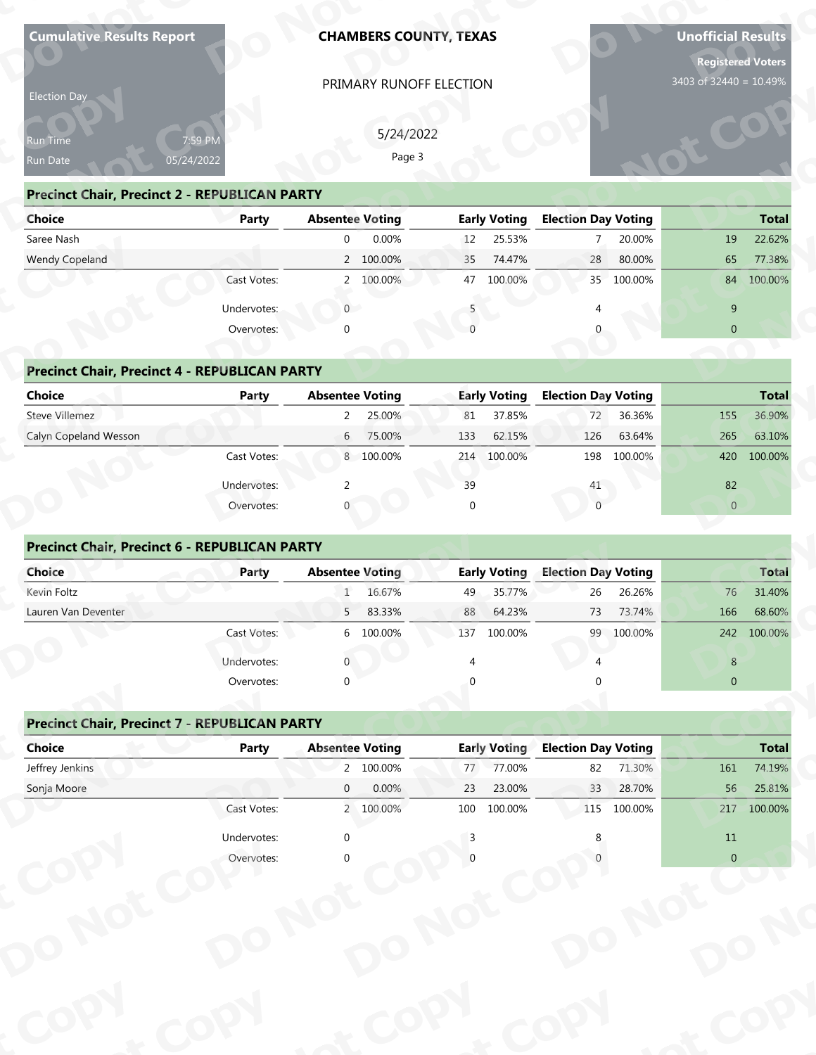**Cumulative Results Report** | **CHAMBERS COUNTY, TEXAS** | **Unofficial Results**

Election Day

PRIMARY RUNOFF ELECTION

Registered Voters
3403 of 32440 = 10.49%

Run Time 7:59 PM
Run Date 05/24/2022

5/24/2022

## Precinct Chair, Precinct 2 - REPUBLICAN PARTY

| Choice | Party | Absentee Voting | | Early Voting | | Election Day Voting | | Total | |
|---|---|---|---|---|---|---|---|---|---|
| Saree Nash | | 0 | 0.00% | 12 | 25.53% | 7 | 20.00% | 19 | 22.62% |
| Wendy Copeland | | 2 | 100.00% | 35 | 74.47% | 28 | 80.00% | 65 | 77.38% |
| | Cast Votes: | 2 | 100.00% | 47 | 100.00% | 35 | 100.00% | 84 | 100.00% |
| | Undervotes: | 0 | | 5 | | 4 | | 9 | |
| | Overvotes: | 0 | | 0 | | 0 | | 0 | |

## Precinct Chair, Precinct 4 - REPUBLICAN PARTY

| Choice | Party | Absentee Voting | | Early Voting | | Election Day Voting | | Total | |
|---|---|---|---|---|---|---|---|---|---|
| Steve Villemez | | 2 | 25.00% | 81 | 37.85% | 72 | 36.36% | 155 | 36.90% |
| Calyn Copeland Wesson | | 6 | 75.00% | 133 | 62.15% | 126 | 63.64% | 265 | 63.10% |
| | Cast Votes: | 8 | 100.00% | 214 | 100.00% | 198 | 100.00% | 420 | 100.00% |
| | Undervotes: | 2 | | 39 | | 41 | | 82 | |
| | Overvotes: | 0 | | 0 | | 0 | | 0 | |

## Precinct Chair, Precinct 6 - REPUBLICAN PARTY

| Choice | Party | Absentee Voting | | Early Voting | | Election Day Voting | | Total | |
|---|---|---|---|---|---|---|---|---|---|
| Kevin Foltz | | 1 | 16.67% | 49 | 35.77% | 26 | 26.26% | 76 | 31.40% |
| Lauren Van Deventer | | 5 | 83.33% | 88 | 64.23% | 73 | 73.74% | 166 | 68.60% |
| | Cast Votes: | 6 | 100.00% | 137 | 100.00% | 99 | 100.00% | 242 | 100.00% |
| | Undervotes: | 0 | | 4 | | 4 | | 8 | |
| | Overvotes: | 0 | | 0 | | 0 | | 0 | |

## Precinct Chair, Precinct 7 - REPUBLICAN PARTY

| Choice | Party | Absentee Voting | | Early Voting | | Election Day Voting | | Total | |
|---|---|---|---|---|---|---|---|---|---|
| Jeffrey Jenkins | | 2 | 100.00% | 77 | 77.00% | 82 | 71.30% | 161 | 74.19% |
| Sonja Moore | | 0 | 0.00% | 23 | 23.00% | 33 | 28.70% | 56 | 25.81% |
| | Cast Votes: | 2 | 100.00% | 100 | 100.00% | 115 | 100.00% | 217 | 100.00% |
| | Undervotes: | 0 | | 3 | | 8 | | 11 | |
| | Overvotes: | 0 | | 0 | | 0 | | 0 | |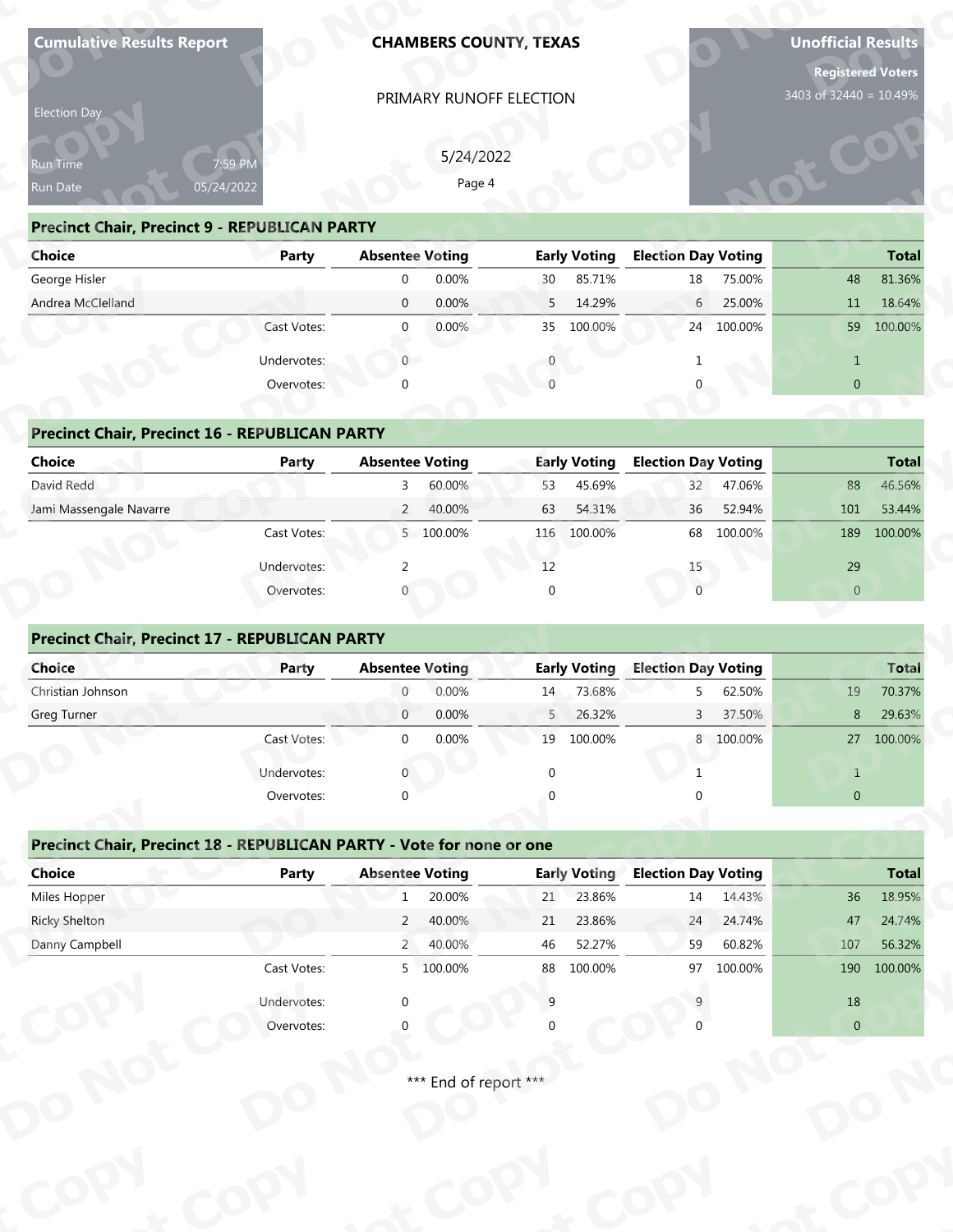| Cumulative Results Report | CHAMBERS COUNTY, TEXAS | Unofficial Results |
|---|---|---|
| Election Day | PRIMARY RUNOFF ELECTION | Registered Voters 3403 of 32440 = 10.49% |
| Run Time 7:59 PM | 5/24/2022 | |
| Run Date 05/24/2022 | | |

## Precinct Chair, Precinct 9 - REPUBLICAN PARTY

| Choice | Party | Absentee Voting | | Early Voting | | Election Day Voting | | Total | |
|---|---|---|---|---|---|---|---|---|---|
| George Hisler | | 0 | 0.00% | 30 | 85.71% | 18 | 75.00% | 48 | 81.36% |
| Andrea McClelland | | 0 | 0.00% | 5 | 14.29% | 6 | 25.00% | 11 | 18.64% |
| | Cast Votes: | 0 | 0.00% | 35 | 100.00% | 24 | 100.00% | 59 | 100.00% |
| | Undervotes: | 0 | | 0 | | 1 | | 1 | |
| | Overvotes: | 0 | | 0 | | 0 | | 0 | |

## Precinct Chair, Precinct 16 - REPUBLICAN PARTY

| Choice | Party | Absentee Voting | | Early Voting | | Election Day Voting | | Total | |
|---|---|---|---|---|---|---|---|---|---|
| David Redd | | 3 | 60.00% | 53 | 45.69% | 32 | 47.06% | 88 | 46.56% |
| Jami Massengale Navarre | | 2 | 40.00% | 63 | 54.31% | 36 | 52.94% | 101 | 53.44% |
| | Cast Votes: | 5 | 100.00% | 116 | 100.00% | 68 | 100.00% | 189 | 100.00% |
| | Undervotes: | 2 | | 12 | | 15 | | 29 | |
| | Overvotes: | 0 | | 0 | | 0 | | 0 | |

## Precinct Chair, Precinct 17 - REPUBLICAN PARTY

| Choice | Party | Absentee Voting | | Early Voting | | Election Day Voting | | Total | |
|---|---|---|---|---|---|---|---|---|---|
| Christian Johnson | | 0 | 0.00% | 14 | 73.68% | 5 | 62.50% | 19 | 70.37% |
| Greg Turner | | 0 | 0.00% | 5 | 26.32% | 3 | 37.50% | 8 | 29.63% |
| | Cast Votes: | 0 | 0.00% | 19 | 100.00% | 8 | 100.00% | 27 | 100.00% |
| | Undervotes: | 0 | | 0 | | 1 | | 1 | |
| | Overvotes: | 0 | | 0 | | 0 | | 0 | |

## Precinct Chair, Precinct 18 - REPUBLICAN PARTY - Vote for none or one

| Choice | Party | Absentee Voting | | Early Voting | | Election Day Voting | | Total | |
|---|---|---|---|---|---|---|---|---|---|
| Miles Hopper | | 1 | 20.00% | 21 | 23.86% | 14 | 14.43% | 36 | 18.95% |
| Ricky Shelton | | 2 | 40.00% | 21 | 23.86% | 24 | 24.74% | 47 | 24.74% |
| Danny Campbell | | 2 | 40.00% | 46 | 52.27% | 59 | 60.82% | 107 | 56.32% |
| | Cast Votes: | 5 | 100.00% | 88 | 100.00% | 97 | 100.00% | 190 | 100.00% |
| | Undervotes: | 0 | | 9 | | 9 | | 18 | |
| | Overvotes: | 0 | | 0 | | 0 | | 0 | |

*** End of report ***